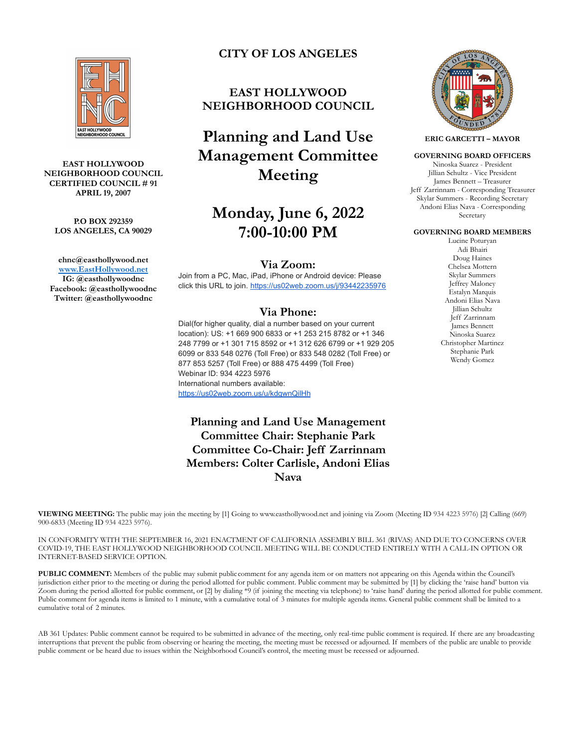**EAST HOLLYWOOD NEIGHBORHOOD COUNCIL**
**CERTIFIED COUNCIL # 91**
**APRIL 19, 2007**

**P.O BOX 292359**
**LOS ANGELES, CA 90029**

**ehnc@easthollywood.net**
**[www.EastHollywood.net](http://www.EastHollywood.net)**
**IG: @easthollywoodnc**
**Facebook: @easthollywoodnc**
**Twitter: @easthollywoodnc**

**CITY OF LOS ANGELES**

**EAST HOLLYWOOD NEIGHBORHOOD COUNCIL**

# Planning and Land Use Management Committee Meeting

# Monday, June 6, 2022 7:00-10:00 PM

## Via Zoom:

Join from a PC, Mac, iPad, iPhone or Android device: Please click this URL to join. https://us02web.zoom.us/j/93442235976

## Via Phone:

Dial(for higher quality, dial a number based on your current location): US: +1 669 900 6833 or +1 253 215 8782 or +1 346 248 7799 or +1 301 715 8592 or +1 312 626 6799 or +1 929 205 6099 or 833 548 0276 (Toll Free) or 833 548 0282 (Toll Free) or 877 853 5257 (Toll Free) or 888 475 4499 (Toll Free)
Webinar ID: 934 4223 5976
International numbers available:
https://us02web.zoom.us/u/kdgwnQilHh

**Planning and Land Use Management Committee Chair: Stephanie Park**
**Committee Co-Chair: Jeff Zarrinnam**
**Members: Colter Carlisle, Andoni Elias Nava**

**ERIC GARCETTI – MAYOR**

**GOVERNING BOARD OFFICERS**
Ninoska Suarez - President
Jillian Schultz - Vice President
James Bennett – Treasurer
Jeff Zarrinnam - Corresponding Treasurer
Skylar Summers - Recording Secretary
Andoni Elias Nava - Corresponding Secretary

**GOVERNING BOARD MEMBERS**
Lucine Poturyan
Adi Bhairi
Doug Haines
Chelsea Mottern
Skylar Summers
Jeffrey Maloney
Estalyn Marquis
Andoni Elias Nava
Jillian Schultz
Jeff Zarrinnam
James Bennett
Ninoska Suarez
Christopher Martinez
Stephanie Park
Wendy Gomez

**VIEWING MEETING:** The public may join the meeting by [1] Going to www.easthollywood.net and joining via Zoom (Meeting ID 934 4223 5976) [2] Calling (669) 900-6833 (Meeting ID 934 4223 5976).

IN CONFORMITY WITH THE SEPTEMBER 16, 2021 ENACTMENT OF CALIFORNIA ASSEMBLY BILL 361 (RIVAS) AND DUE TO CONCERNS OVER COVID-19, THE EAST HOLLYWOOD NEIGHBORHOOD COUNCIL MEETING WILL BE CONDUCTED ENTIRELY WITH A CALL-IN OPTION OR INTERNET-BASED SERVICE OPTION.

**PUBLIC COMMENT:** Members of the public may submit public comment for any agenda item or on matters not appearing on this Agenda within the Council's jurisdiction either prior to the meeting or during the period allotted for public comment. Public comment may be submitted by [1] by clicking the 'raise hand' button via Zoom during the period allotted for public comment, or [2] by dialing *9 (if joining the meeting via telephone) to 'raise hand' during the period allotted for public comment. Public comment for agenda items is limited to 1 minute, with a cumulative total of 3 minutes for multiple agenda items. General public comment shall be limited to a cumulative total of 2 minutes.

AB 361 Updates: Public comment cannot be required to be submitted in advance of the meeting, only real-time public comment is required. If there are any broadcasting interruptions that prevent the public from observing or hearing the meeting, the meeting must be recessed or adjourned. If members of the public are unable to provide public comment or be heard due to issues within the Neighborhood Council's control, the meeting must be recessed or adjourned.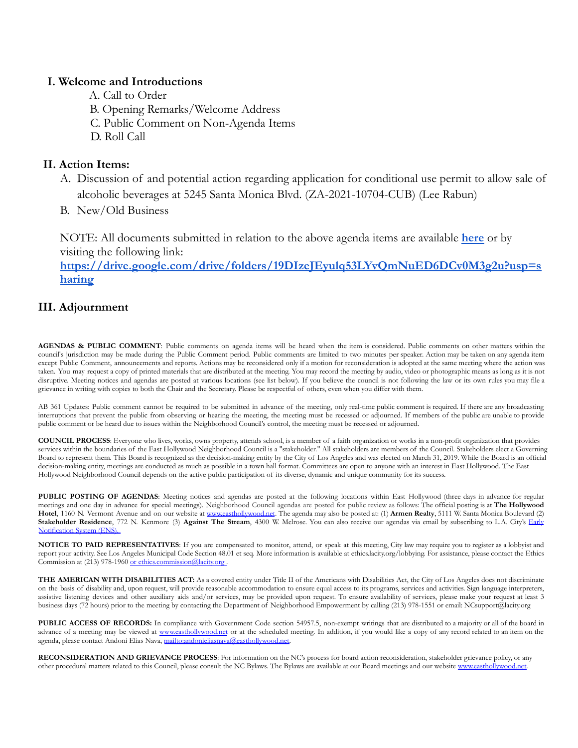## I. Welcome and Introductions

A. Call to Order
B. Opening Remarks/Welcome Address
C. Public Comment on Non-Agenda Items
D. Roll Call

## II. Action Items:

A. Discussion of and potential action regarding application for conditional use permit to allow sale of alcoholic beverages at 5245 Santa Monica Blvd. (ZA-2021-10704-CUB) (Lee Rabun)

B. New/Old Business

NOTE: All documents submitted in relation to the above agenda items are available **here** or by visiting the following link: **https://drive.google.com/drive/folders/19DIzeJEyulq53LYvQmNuED6DCv0M3g2u?usp=sharing**

## III. Adjournment

**AGENDAS & PUBLIC COMMENT**: Public comments on agenda items will be heard when the item is considered. Public comments on other matters within the council's jurisdiction may be made during the Public Comment period. Public comments are limited to two minutes per speaker. Action may be taken on any agenda item except Public Comment, announcements and reports. Actions may be reconsidered only if a motion for reconsideration is adopted at the same meeting where the action was taken. You may request a copy of printed materials that are distributed at the meeting. You may record the meeting by audio, video or photographic means as long as it is not disruptive. Meeting notices and agendas are posted at various locations (see list below). If you believe the council is not following the law or its own rules you may file a grievance in writing with copies to both the Chair and the Secretary. Please be respectful of others, even when you differ with them.

AB 361 Updates: Public comment cannot be required to be submitted in advance of the meeting, only real-time public comment is required. If there are any broadcasting interruptions that prevent the public from observing or hearing the meeting, the meeting must be recessed or adjourned. If members of the public are unable to provide public comment or be heard due to issues within the Neighborhood Council's control, the meeting must be recessed or adjourned.

**COUNCIL PROCESS**: Everyone who lives, works, owns property, attends school, is a member of a faith organization or works in a non-profit organization that provides services within the boundaries of the East Hollywood Neighborhood Council is a "stakeholder." All stakeholders are members of the Council. Stakeholders elect a Governing Board to represent them. This Board is recognized as the decision-making entity by the City of Los Angeles and was elected on March 31, 2019. While the Board is an official decision-making entity, meetings are conducted as much as possible in a town hall format. Committees are open to anyone with an interest in East Hollywood. The East Hollywood Neighborhood Council depends on the active public participation of its diverse, dynamic and unique community for its success.

**PUBLIC POSTING OF AGENDAS**: Meeting notices and agendas are posted at the following locations within East Hollywood (three days in advance for regular meetings and one day in advance for special meetings). Neighborhood Council agendas are posted for public review as follows: The official posting is at **The Hollywood Hotel**, 1160 N. Vermont Avenue and on our website at www.easthollywood.net. The agenda may also be posted at: (1) **Armen Realty**, 5111 W. Santa Monica Boulevard (2) **Stakeholder Residence**, 772 N. Kenmore (3) **Against The Stream**, 4300 W. Melrose. You can also receive our agendas via email by subscribing to L.A. City's Early Notification System (ENS).

**NOTICE TO PAID REPRESENTATIVES**: If you are compensated to monitor, attend, or speak at this meeting, City law may require you to register as a lobbyist and report your activity. See Los Angeles Municipal Code Section 48.01 et seq. More information is available at ethics.lacity.org/lobbying. For assistance, please contact the Ethics Commission at (213) 978-1960 or ethics.commission@lacity.org .

**THE AMERICAN WITH DISABILITIES ACT:** As a covered entity under Title II of the Americans with Disabilities Act, the City of Los Angeles does not discriminate on the basis of disability and, upon request, will provide reasonable accommodation to ensure equal access to its programs, services and activities. Sign language interpreters, assistive listening devices and other auxiliary aids and/or services, may be provided upon request. To ensure availability of services, please make your request at least 3 business days (72 hours) prior to the meeting by contacting the Department of Neighborhood Empowerment by calling (213) 978-1551 or email: NCsupport@lacity.org

**PUBLIC ACCESS OF RECORDS:** In compliance with Government Code section 54957.5, non-exempt writings that are distributed to a majority or all of the board in advance of a meeting may be viewed at www.easthollywood.net or at the scheduled meeting. In addition, if you would like a copy of any record related to an item on the agenda, please contact Andoni Elias Nava, mailto:andonieliasnava@easthollywood.net.

**RECONSIDERATION AND GRIEVANCE PROCESS**: For information on the NC's process for board action reconsideration, stakeholder grievance policy, or any other procedural matters related to this Council, please consult the NC Bylaws. The Bylaws are available at our Board meetings and our website www.easthollywood.net.